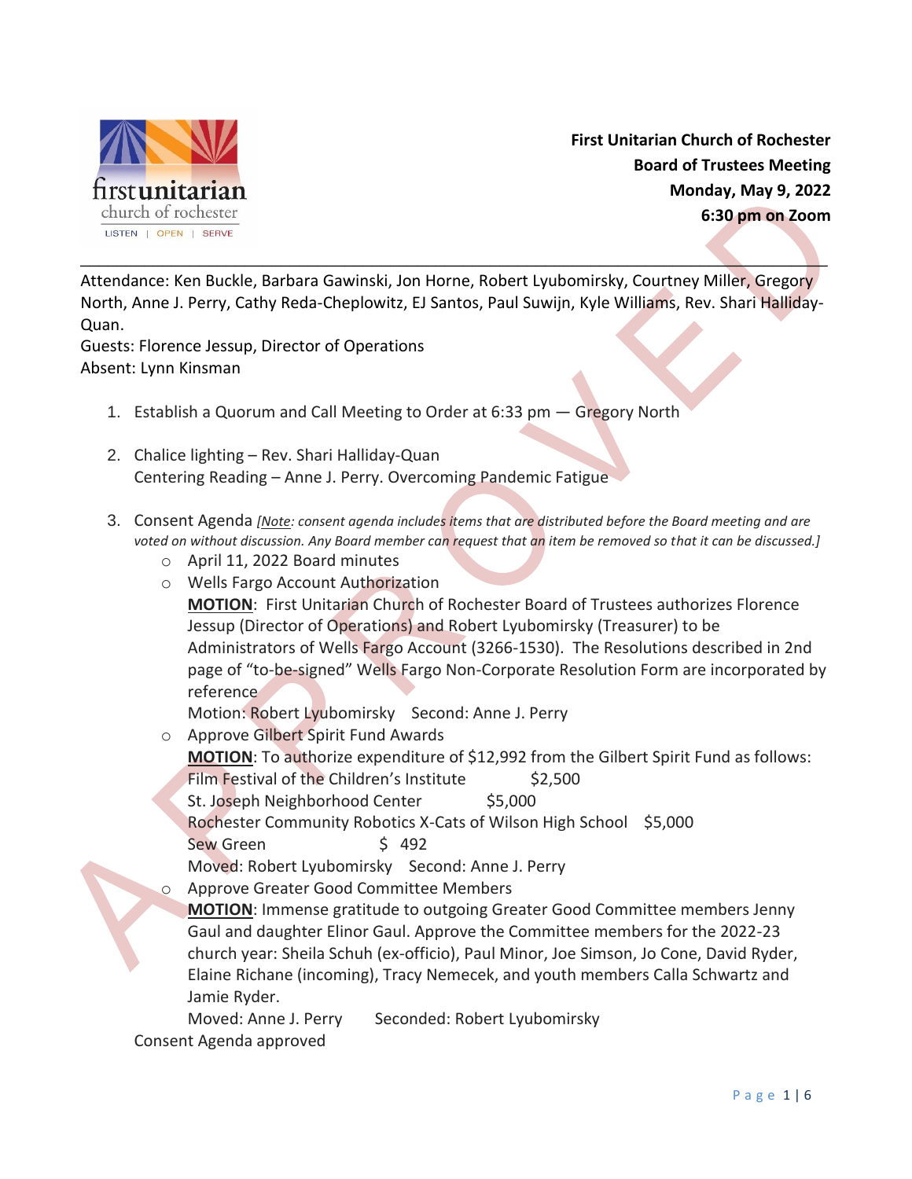**First Unitarian Church of Rochester**
**Board of Trustees Meeting**
**Monday, May 9, 2022**
**6:30 pm on Zoom**

---

Attendance: Ken Buckle, Barbara Gawinski, Jon Horne, Robert Lyubomirsky, Courtney Miller, Gregory North, Anne J. Perry, Cathy Reda-Cheplowitz, EJ Santos, Paul Suwijn, Kyle Williams, Rev. Shari Halliday-Quan.
Guests: Florence Jessup, Director of Operations
Absent: Lynn Kinsman

1. Establish a Quorum and Call Meeting to Order at 6:33 pm — Gregory North

2. Chalice lighting – Rev. Shari Halliday-Quan
   Centering Reading – Anne J. Perry. Overcoming Pandemic Fatigue

3. Consent Agenda *[Note: consent agenda includes items that are distributed before the Board meeting and are voted on without discussion. Any Board member can request that an item be removed so that it can be discussed.]*
   - April 11, 2022 Board minutes
   - Wells Fargo Account Authorization
     **MOTION**: First Unitarian Church of Rochester Board of Trustees authorizes Florence Jessup (Director of Operations) and Robert Lyubomirsky (Treasurer) to be Administrators of Wells Fargo Account (3266-1530). The Resolutions described in 2nd page of "to-be-signed" Wells Fargo Non-Corporate Resolution Form are incorporated by reference
     Motion: Robert Lyubomirsky  Second: Anne J. Perry
   - Approve Gilbert Spirit Fund Awards
     **MOTION**: To authorize expenditure of $12,992 from the Gilbert Spirit Fund as follows:
     Film Festival of the Children's Institute  $2,500
     St. Joseph Neighborhood Center  $5,000
     Rochester Community Robotics X-Cats of Wilson High School  $5,000
     Sew Green  $ 492
     Moved: Robert Lyubomirsky  Second: Anne J. Perry
   - Approve Greater Good Committee Members
     **MOTION**: Immense gratitude to outgoing Greater Good Committee members Jenny Gaul and daughter Elinor Gaul. Approve the Committee members for the 2022-23 church year: Sheila Schuh (ex-officio), Paul Minor, Joe Simson, Jo Cone, David Ryder, Elaine Richane (incoming), Tracy Nemecek, and youth members Calla Schwartz and Jamie Ryder.
     Moved: Anne J. Perry  Seconded: Robert Lyubomirsky

   Consent Agenda approved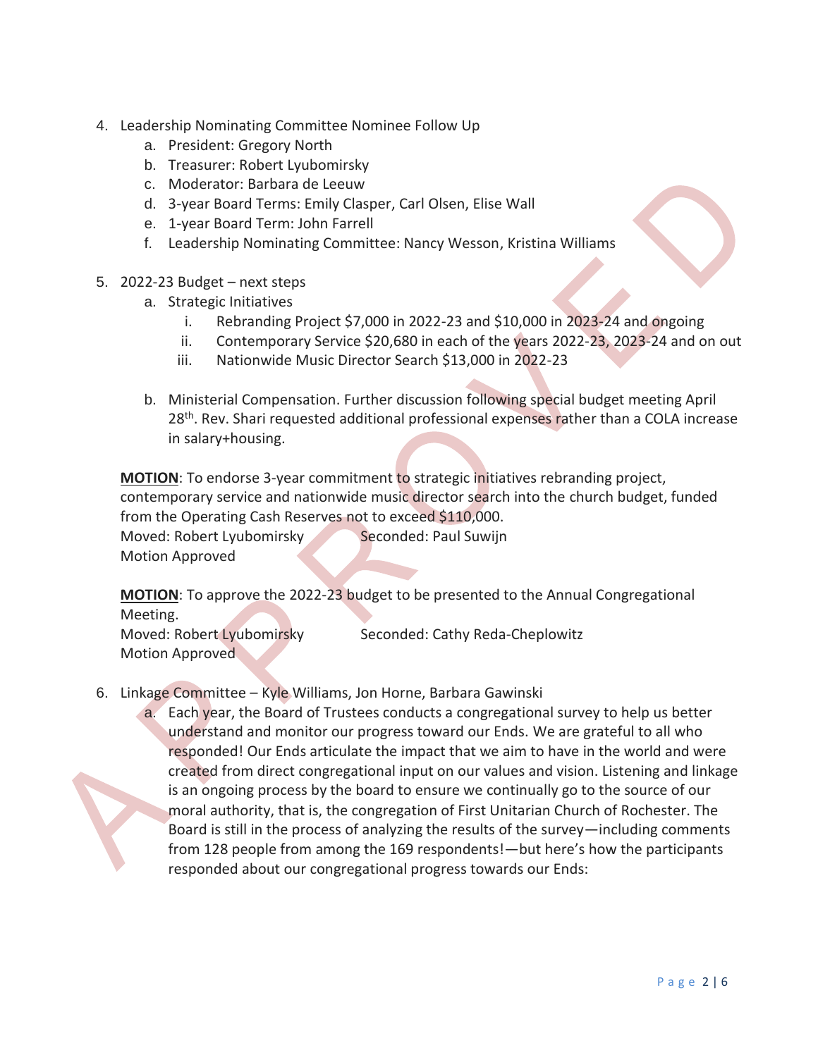4. Leadership Nominating Committee Nominee Follow Up
    a. President: Gregory North
    b. Treasurer: Robert Lyubomirsky
    c. Moderator: Barbara de Leeuw
    d. 3-year Board Terms: Emily Clasper, Carl Olsen, Elise Wall
    e. 1-year Board Term: John Farrell
    f. Leadership Nominating Committee: Nancy Wesson, Kristina Williams

5. 2022-23 Budget – next steps
    a. Strategic Initiatives
        i. Rebranding Project $7,000 in 2022-23 and $10,000 in 2023-24 and ongoing
        ii. Contemporary Service $20,680 in each of the years 2022-23, 2023-24 and on out
        iii. Nationwide Music Director Search $13,000 in 2022-23

    b. Ministerial Compensation. Further discussion following special budget meeting April 28th. Rev. Shari requested additional professional expenses rather than a COLA increase in salary+housing.

    **MOTION**: To endorse 3-year commitment to strategic initiatives rebranding project, contemporary service and nationwide music director search into the church budget, funded from the Operating Cash Reserves not to exceed $110,000.
    Moved: Robert Lyubomirsky    Seconded: Paul Suwijn
    Motion Approved

    **MOTION**: To approve the 2022-23 budget to be presented to the Annual Congregational Meeting.
    Moved: Robert Lyubomirsky    Seconded: Cathy Reda-Cheplowitz
    Motion Approved

6. Linkage Committee – Kyle Williams, Jon Horne, Barbara Gawinski
    a. Each year, the Board of Trustees conducts a congregational survey to help us better understand and monitor our progress toward our Ends. We are grateful to all who responded! Our Ends articulate the impact that we aim to have in the world and were created from direct congregational input on our values and vision. Listening and linkage is an ongoing process by the board to ensure we continually go to the source of our moral authority, that is, the congregation of First Unitarian Church of Rochester. The Board is still in the process of analyzing the results of the survey—including comments from 128 people from among the 169 respondents!—but here's how the participants responded about our congregational progress towards our Ends: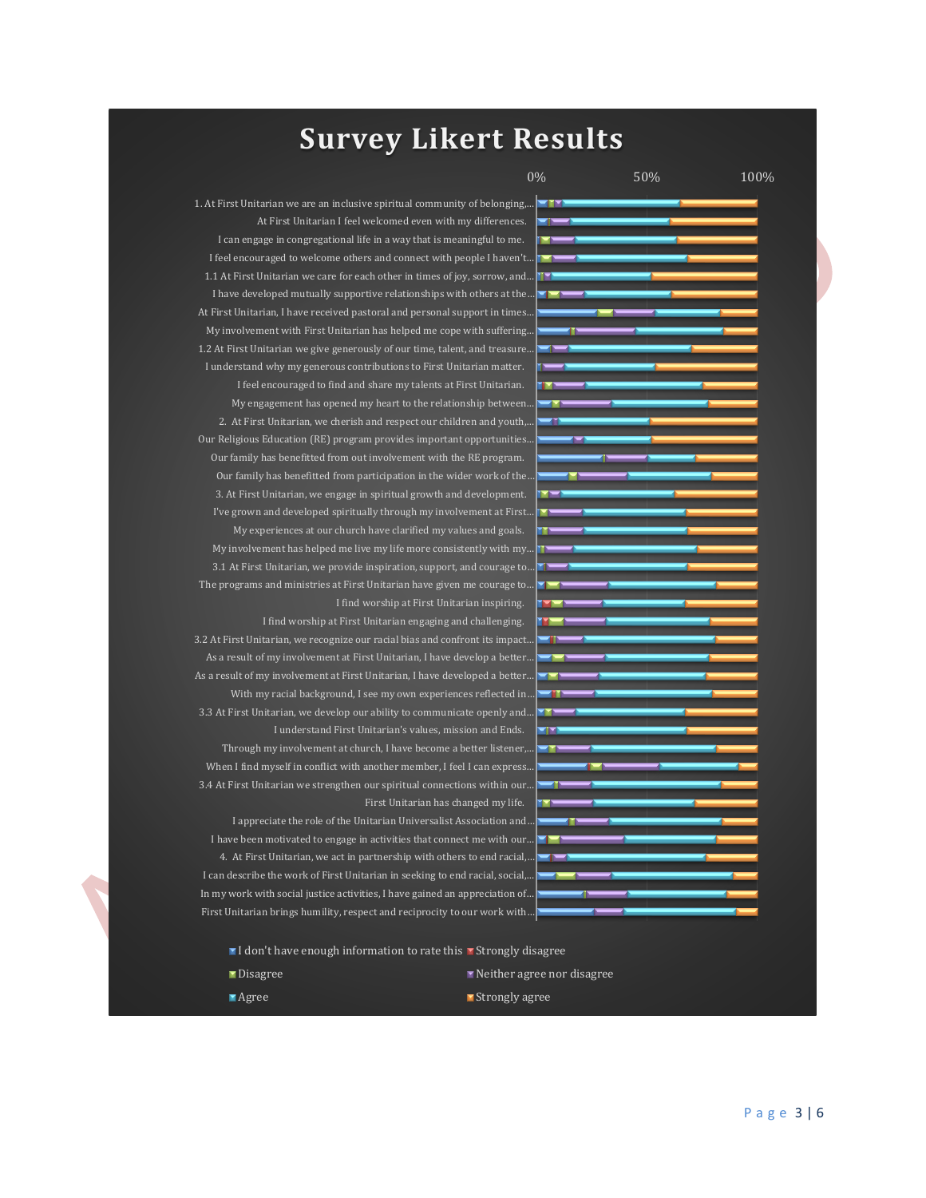# Survey Likert Results

0% 50% 100%

1. At First Unitarian we are an inclusive spiritual community of belonging,...
At First Unitarian I feel welcomed even with my differences.
I can engage in congregational life in a way that is meaningful to me.
I feel encouraged to welcome others and connect with people I haven't...
1.1 At First Unitarian we care for each other in times of joy, sorrow, and...
I have developed mutually supportive relationships with others at the...
At First Unitarian, I have received pastoral and personal support in times...
My involvement with First Unitarian has helped me cope with suffering...
1.2 At First Unitarian we give generously of our time, talent, and treasure...
I understand why my generous contributions to First Unitarian matter.
I feel encouraged to find and share my talents at First Unitarian.
My engagement has opened my heart to the relationship between...
2. At First Unitarian, we cherish and respect our children and youth,...
Our Religious Education (RE) program provides important opportunities...
Our family has benefitted from out involvement with the RE program.
Our family has benefitted from participation in the wider work of the...
3. At First Unitarian, we engage in spiritual growth and development.
I've grown and developed spiritually through my involvement at First...
My experiences at our church have clarified my values and goals.
My involvement has helped me live my life more consistently with my...
3.1 At First Unitarian, we provide inspiration, support, and courage to...
The programs and ministries at First Unitarian have given me courage to...
I find worship at First Unitarian inspiring.
I find worship at First Unitarian engaging and challenging.
3.2 At First Unitarian, we recognize our racial bias and confront its impact...
As a result of my involvement at First Unitarian, I have develop a better...
As a result of my involvement at First Unitarian, I have developed a better...
With my racial background, I see my own experiences reflected in...
3.3 At First Unitarian, we develop our ability to communicate openly and...
I understand First Unitarian's values, mission and Ends.
Through my involvement at church, I have become a better listener,...
When I find myself in conflict with another member, I feel I can express...
3.4 At First Unitarian we strengthen our spiritual connections within our...
First Unitarian has changed my life.
I appreciate the role of the Unitarian Universalist Association and...
I have been motivated to engage in activities that connect me with our...
4. At First Unitarian, we act in partnership with others to end racial,...
I can describe the work of First Unitarian in seeking to end racial, social,...
In my work with social justice activities, I have gained an appreciation of...
First Unitarian brings humility, respect and reciprocity to our work with...

- I don't have enough information to rate this
- Strongly disagree
- Disagree
- Neither agree nor disagree
- Agree
- Strongly agree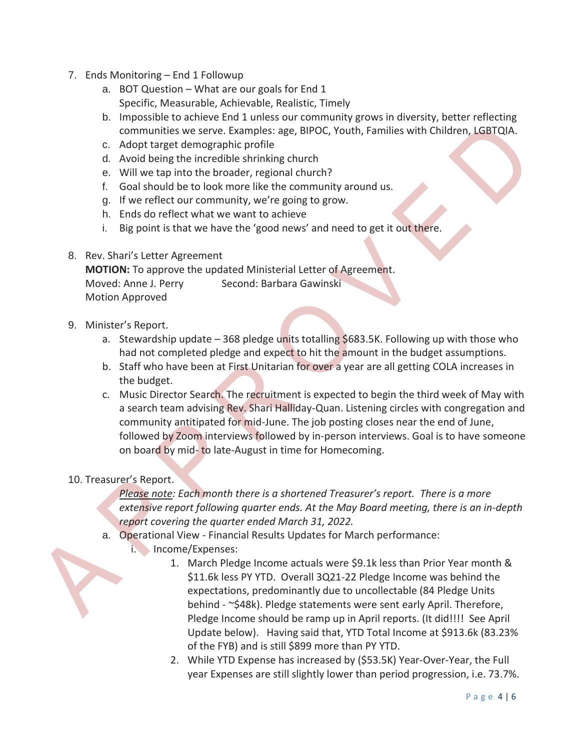7. Ends Monitoring – End 1 Followup
    a. BOT Question – What are our goals for End 1
       Specific, Measurable, Achievable, Realistic, Timely
    b. Impossible to achieve End 1 unless our community grows in diversity, better reflecting communities we serve. Examples: age, BIPOC, Youth, Families with Children, LGBTQIA.
    c. Adopt target demographic profile
    d. Avoid being the incredible shrinking church
    e. Will we tap into the broader, regional church?
    f. Goal should be to look more like the community around us.
    g. If we reflect our community, we're going to grow.
    h. Ends do reflect what we want to achieve
    i. Big point is that we have the 'good news' and need to get it out there.

8. Rev. Shari's Letter Agreement
   **MOTION:** To approve the updated Ministerial Letter of Agreement.
   Moved: Anne J. Perry          Second: Barbara Gawinski
   Motion Approved

9. Minister's Report.
    a. Stewardship update – 368 pledge units totalling $683.5K. Following up with those who had not completed pledge and expect to hit the amount in the budget assumptions.
    b. Staff who have been at First Unitarian for over a year are all getting COLA increases in the budget.
    c. Music Director Search. The recruitment is expected to begin the third week of May with a search team advising Rev. Shari Halliday-Quan. Listening circles with congregation and community antitipated for mid-June. The job posting closes near the end of June, followed by Zoom interviews followed by in-person interviews. Goal is to have someone on board by mid- to late-August in time for Homecoming.

10. Treasurer's Report.
    *<u>Please note</u>: Each month there is a shortened Treasurer's report. There is a more extensive report following quarter ends. At the May Board meeting, there is an in-depth report covering the quarter ended March 31, 2022.*
    a. Operational View - Financial Results Updates for March performance:
        i. Income/Expenses:
            1. March Pledge Income actuals were $9.1k less than Prior Year month & $11.6k less PY YTD. Overall 3Q21-22 Pledge Income was behind the expectations, predominantly due to uncollectable (84 Pledge Units behind - ~$48k). Pledge statements were sent early April. Therefore, Pledge Income should be ramp up in April reports. (It did!!!! See April Update below). Having said that, YTD Total Income at $913.6k (83.23% of the FYB) and is still $899 more than PY YTD.
            2. While YTD Expense has increased by ($53.5K) Year-Over-Year, the Full year Expenses are still slightly lower than period progression, i.e. 73.7%.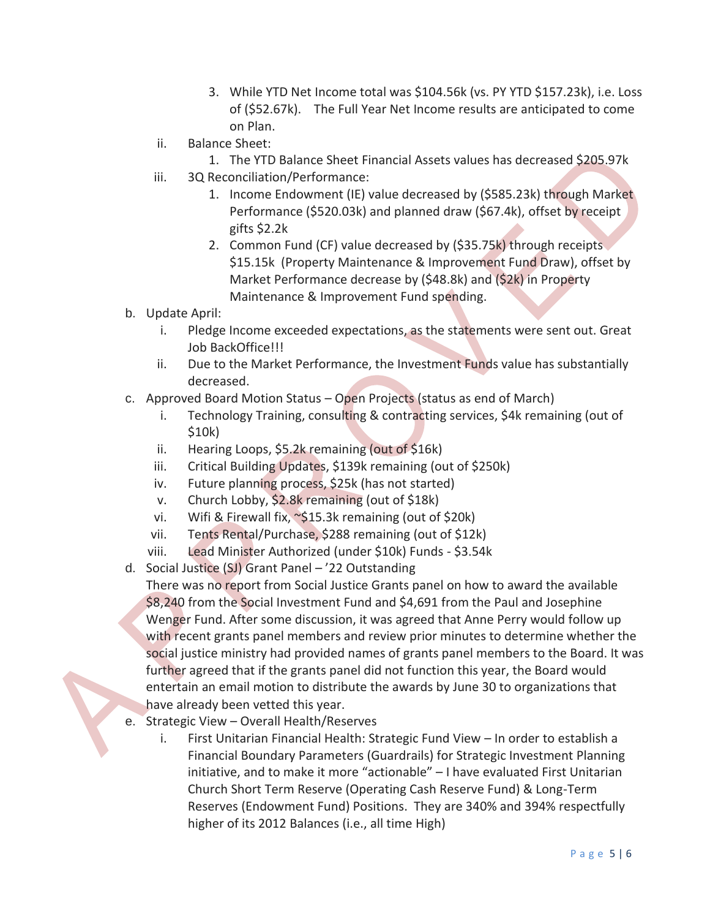3. While YTD Net Income total was $104.56k (vs. PY YTD $157.23k), i.e. Loss of ($52.67k). The Full Year Net Income results are anticipated to come on Plan.

ii. Balance Sheet:

1. The YTD Balance Sheet Financial Assets values has decreased $205.97k

iii. 3Q Reconciliation/Performance:

1. Income Endowment (IE) value decreased by ($585.23k) through Market Performance ($520.03k) and planned draw ($67.4k), offset by receipt gifts $2.2k
2. Common Fund (CF) value decreased by ($35.75k) through receipts $15.15k (Property Maintenance & Improvement Fund Draw), offset by Market Performance decrease by ($48.8k) and ($2k) in Property Maintenance & Improvement Fund spending.

b. Update April:

i. Pledge Income exceeded expectations, as the statements were sent out. Great Job BackOffice!!!

ii. Due to the Market Performance, the Investment Funds value has substantially decreased.

c. Approved Board Motion Status – Open Projects (status as end of March)

i. Technology Training, consulting & contracting services, $4k remaining (out of $10k)

ii. Hearing Loops, $5.2k remaining (out of $16k)

iii. Critical Building Updates, $139k remaining (out of $250k)

iv. Future planning process, $25k (has not started)

v. Church Lobby, $2.8k remaining (out of $18k)

vi. Wifi & Firewall fix, ~$15.3k remaining (out of $20k)

vii. Tents Rental/Purchase, $288 remaining (out of $12k)

viii. Lead Minister Authorized (under $10k) Funds - $3.54k

d. Social Justice (SJ) Grant Panel – '22 Outstanding

There was no report from Social Justice Grants panel on how to award the available $8,240 from the Social Investment Fund and $4,691 from the Paul and Josephine Wenger Fund. After some discussion, it was agreed that Anne Perry would follow up with recent grants panel members and review prior minutes to determine whether the social justice ministry had provided names of grants panel members to the Board. It was further agreed that if the grants panel did not function this year, the Board would entertain an email motion to distribute the awards by June 30 to organizations that have already been vetted this year.

e. Strategic View – Overall Health/Reserves

i. First Unitarian Financial Health: Strategic Fund View – In order to establish a Financial Boundary Parameters (Guardrails) for Strategic Investment Planning initiative, and to make it more "actionable" – I have evaluated First Unitarian Church Short Term Reserve (Operating Cash Reserve Fund) & Long-Term Reserves (Endowment Fund) Positions. They are 340% and 394% respectfully higher of its 2012 Balances (i.e., all time High)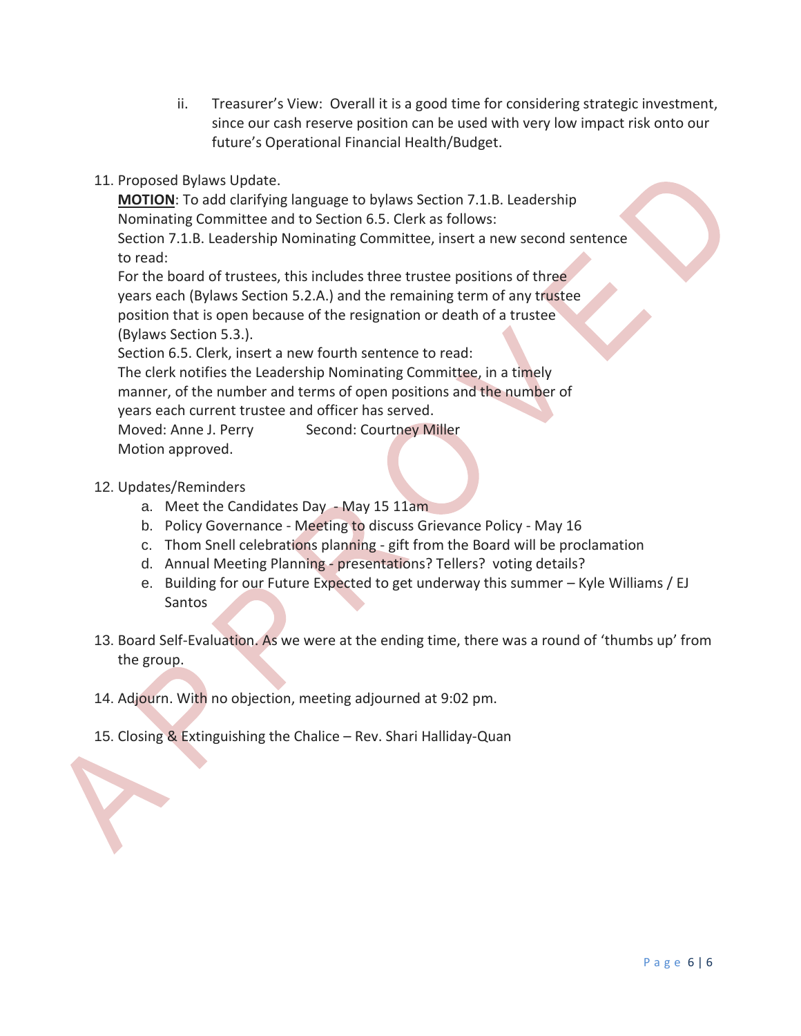ii. Treasurer's View: Overall it is a good time for considering strategic investment, since our cash reserve position can be used with very low impact risk onto our future's Operational Financial Health/Budget.

11. Proposed Bylaws Update.
    **MOTION**: To add clarifying language to bylaws Section 7.1.B. Leadership Nominating Committee and to Section 6.5. Clerk as follows:
    Section 7.1.B. Leadership Nominating Committee, insert a new second sentence to read:
    For the board of trustees, this includes three trustee positions of three years each (Bylaws Section 5.2.A.) and the remaining term of any trustee position that is open because of the resignation or death of a trustee (Bylaws Section 5.3.).
    Section 6.5. Clerk, insert a new fourth sentence to read:
    The clerk notifies the Leadership Nominating Committee, in a timely manner, of the number and terms of open positions and the number of years each current trustee and officer has served.
    Moved: Anne J. Perry     Second: Courtney Miller
    Motion approved.

12. Updates/Reminders
    a. Meet the Candidates Day - May 15 11am
    b. Policy Governance - Meeting to discuss Grievance Policy - May 16
    c. Thom Snell celebrations planning - gift from the Board will be proclamation
    d. Annual Meeting Planning - presentations? Tellers? voting details?
    e. Building for our Future Expected to get underway this summer – Kyle Williams / EJ Santos

13. Board Self-Evaluation. As we were at the ending time, there was a round of 'thumbs up' from the group.

14. Adjourn. With no objection, meeting adjourned at 9:02 pm.

15. Closing & Extinguishing the Chalice – Rev. Shari Halliday-Quan